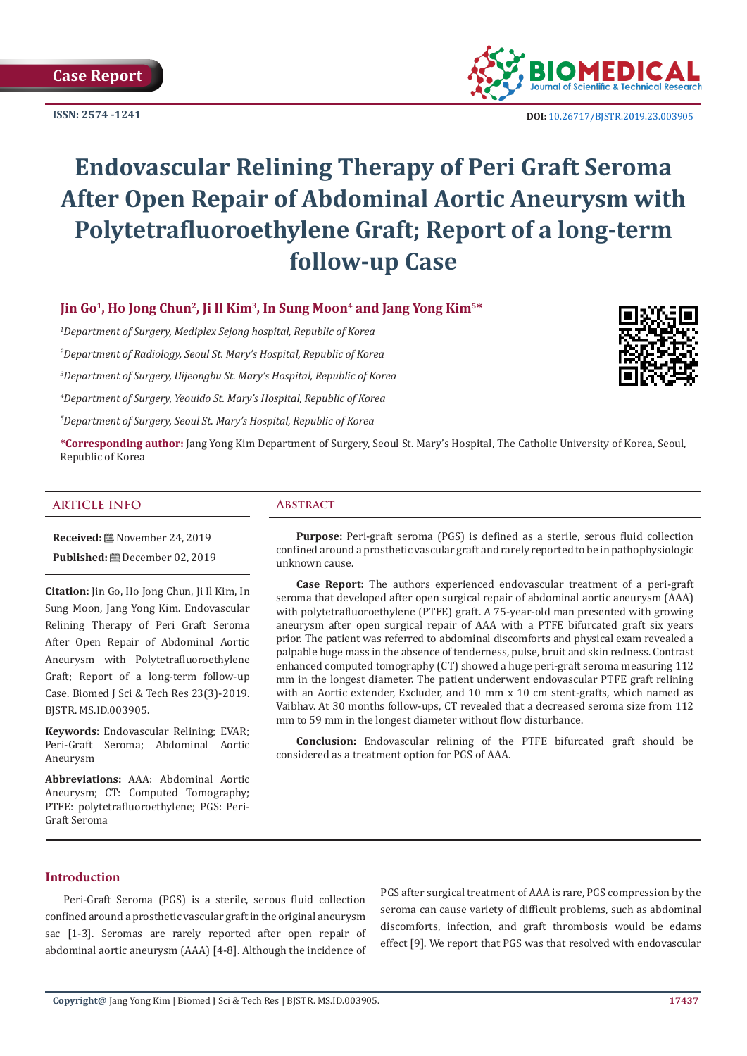Case Report

ISSN: 2574 -1241

DOI: 10.26717/BJSTR.2019.23.003905

# Endovascular Relining Therapy of Peri Graft Seroma After Open Repair of Abdominal Aortic Aneurysm with Polytetrafluoroethylene Graft; Report of a long-term follow-up Case

**Jin Go[1], Ho Jong Chun[2], Ji Il Kim[3], In Sung Moon[4] and Jang Yong Kim[5]\***

*[1]Department of Surgery, Mediplex Sejong hospital, Republic of Korea*

*[2]Department of Radiology, Seoul St. Mary's Hospital, Republic of Korea*

*[3]Department of Surgery, Uijeongbu St. Mary's Hospital, Republic of Korea*

*[4]Department of Surgery, Yeouido St. Mary's Hospital, Republic of Korea*

*[5]Department of Surgery, Seoul St. Mary's Hospital, Republic of Korea*

**\*Corresponding author:** Jang Yong Kim Department of Surgery, Seoul St. Mary's Hospital, The Catholic University of Korea, Seoul, Republic of Korea

## ARTICLE INFO

**Received:** November 24, 2019

**Published:** December 02, 2019

**Citation:** Jin Go, Ho Jong Chun, Ji Il Kim, In Sung Moon, Jang Yong Kim. Endovascular Relining Therapy of Peri Graft Seroma After Open Repair of Abdominal Aortic Aneurysm with Polytetrafluoroethylene Graft; Report of a long-term follow-up Case. Biomed J Sci & Tech Res 23(3)-2019. BJSTR. MS.ID.003905.

**Keywords:** Endovascular Relining; EVAR; Peri-Graft Seroma; Abdominal Aortic Aneurysm

**Abbreviations:** AAA: Abdominal Aortic Aneurysm; CT: Computed Tomography; PTFE: polytetrafluoroethylene; PGS: Peri-Graft Seroma

## Abstract

**Purpose:** Peri-graft seroma (PGS) is defined as a sterile, serous fluid collection confined around a prosthetic vascular graft and rarely reported to be in pathophysiologic unknown cause.

**Case Report:** The authors experienced endovascular treatment of a peri-graft seroma that developed after open surgical repair of abdominal aortic aneurysm (AAA) with polytetrafluoroethylene (PTFE) graft. A 75-year-old man presented with growing aneurysm after open surgical repair of AAA with a PTFE bifurcated graft six years prior. The patient was referred to abdominal discomforts and physical exam revealed a palpable huge mass in the absence of tenderness, pulse, bruit and skin redness. Contrast enhanced computed tomography (CT) showed a huge peri-graft seroma measuring 112 mm in the longest diameter. The patient underwent endovascular PTFE graft relining with an Aortic extender, Excluder, and 10 mm x 10 cm stent-grafts, which named as Vaibhav. At 30 months follow-ups, CT revealed that a decreased seroma size from 112 mm to 59 mm in the longest diameter without flow disturbance.

**Conclusion:** Endovascular relining of the PTFE bifurcated graft should be considered as a treatment option for PGS of AAA.

## Introduction

Peri-Graft Seroma (PGS) is a sterile, serous fluid collection confined around a prosthetic vascular graft in the original aneurysm sac [1-3]. Seromas are rarely reported after open repair of abdominal aortic aneurysm (AAA) [4-8]. Although the incidence of PGS after surgical treatment of AAA is rare, PGS compression by the seroma can cause variety of difficult problems, such as abdominal discomforts, infection, and graft thrombosis would be edams effect [9]. We report that PGS was that resolved with endovascular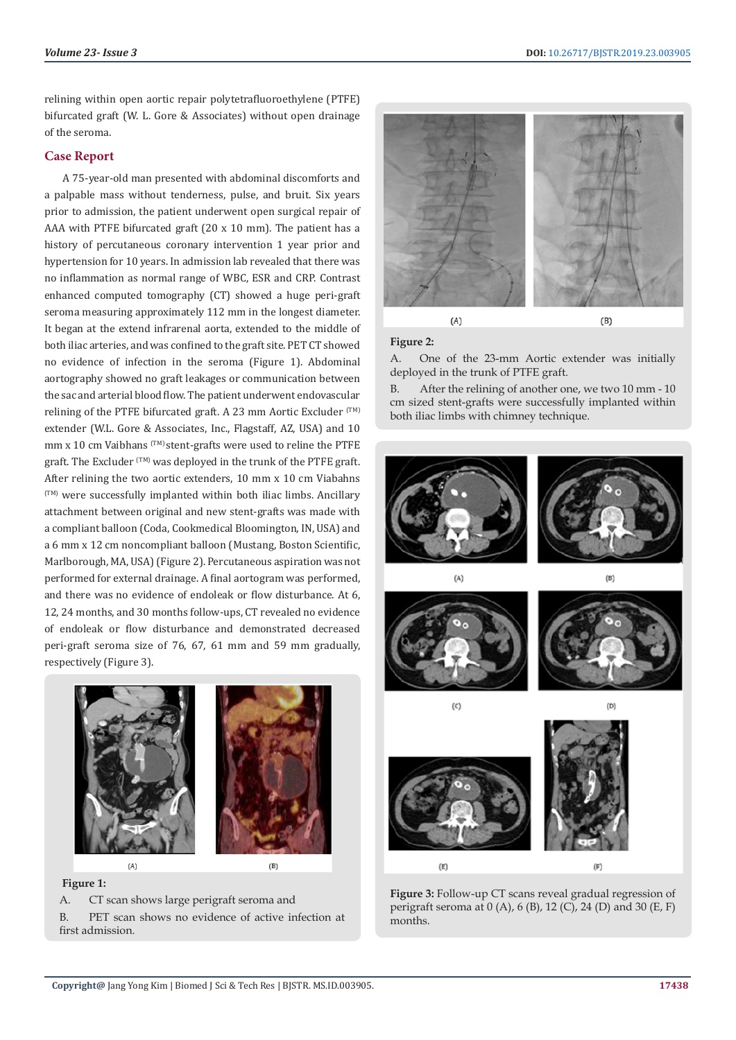relining within open aortic repair polytetrafluoroethylene (PTFE) bifurcated graft (W. L. Gore & Associates) without open drainage of the seroma.

## Case Report

A 75-year-old man presented with abdominal discomforts and a palpable mass without tenderness, pulse, and bruit. Six years prior to admission, the patient underwent open surgical repair of AAA with PTFE bifurcated graft (20 x 10 mm). The patient has a history of percutaneous coronary intervention 1 year prior and hypertension for 10 years. In admission lab revealed that there was no inflammation as normal range of WBC, ESR and CRP. Contrast enhanced computed tomography (CT) showed a huge peri-graft seroma measuring approximately 112 mm in the longest diameter. It began at the extend infrarenal aorta, extended to the middle of both iliac arteries, and was confined to the graft site. PET CT showed no evidence of infection in the seroma (Figure 1). Abdominal aortography showed no graft leakages or communication between the sac and arterial blood flow. The patient underwent endovascular relining of the PTFE bifurcated graft. A 23 mm Aortic Excluder (TM) extender (W.L. Gore & Associates, Inc., Flagstaff, AZ, USA) and 10 mm x 10 cm Vaibhans (TM) stent-grafts were used to reline the PTFE graft. The Excluder (TM) was deployed in the trunk of the PTFE graft. After relining the two aortic extenders, 10 mm x 10 cm Viabahns (TM) were successfully implanted within both iliac limbs. Ancillary attachment between original and new stent-grafts was made with a compliant balloon (Coda, Cookmedical Bloomington, IN, USA) and a 6 mm x 12 cm noncompliant balloon (Mustang, Boston Scientific, Marlborough, MA, USA) (Figure 2). Percutaneous aspiration was not performed for external drainage. A final aortogram was performed, and there was no evidence of endoleak or flow disturbance. At 6, 12, 24 months, and 30 months follow-ups, CT revealed no evidence of endoleak or flow disturbance and demonstrated decreased peri-graft seroma size of 76, 67, 61 mm and 59 mm gradually, respectively (Figure 3).

**Figure 1:**

A. CT scan shows large perigraft seroma and

B. PET scan shows no evidence of active infection at first admission.

**Figure 2:**

A. One of the 23-mm Aortic extender was initially deployed in the trunk of PTFE graft.

B. After the relining of another one, we two 10 mm - 10 cm sized stent-grafts were successfully implanted within both iliac limbs with chimney technique.

**Figure 3:** Follow-up CT scans reveal gradual regression of perigraft seroma at 0 (A), 6 (B), 12 (C), 24 (D) and 30 (E, F) months.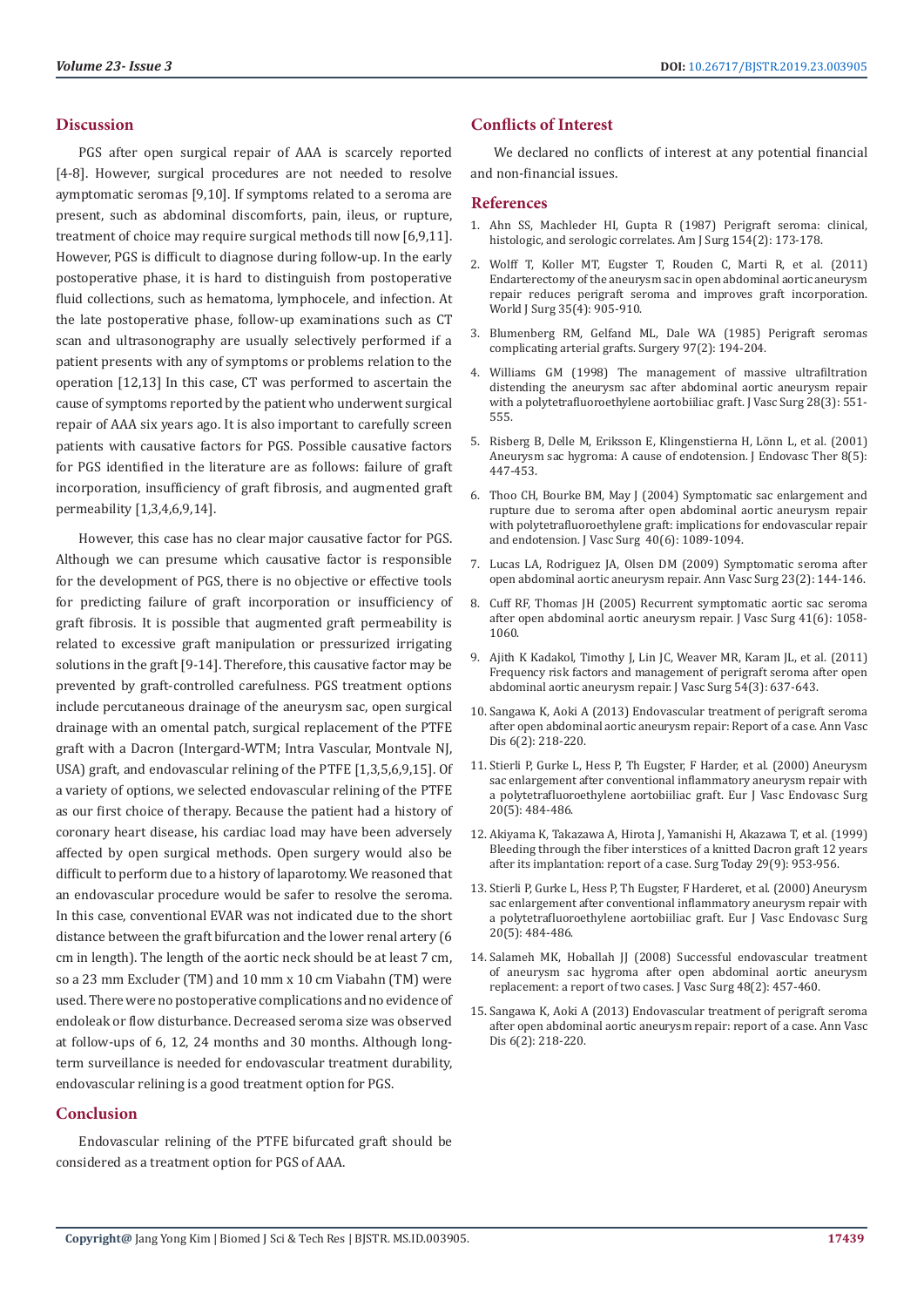## Discussion

PGS after open surgical repair of AAA is scarcely reported [4-8]. However, surgical procedures are not needed to resolve aymptomatic seromas [9,10]. If symptoms related to a seroma are present, such as abdominal discomforts, pain, ileus, or rupture, treatment of choice may require surgical methods till now [6,9,11]. However, PGS is difficult to diagnose during follow-up. In the early postoperative phase, it is hard to distinguish from postoperative fluid collections, such as hematoma, lymphocele, and infection. At the late postoperative phase, follow-up examinations such as CT scan and ultrasonography are usually selectively performed if a patient presents with any of symptoms or problems relation to the operation [12,13] In this case, CT was performed to ascertain the cause of symptoms reported by the patient who underwent surgical repair of AAA six years ago. It is also important to carefully screen patients with causative factors for PGS. Possible causative factors for PGS identified in the literature are as follows: failure of graft incorporation, insufficiency of graft fibrosis, and augmented graft permeability [1,3,4,6,9,14].

However, this case has no clear major causative factor for PGS. Although we can presume which causative factor is responsible for the development of PGS, there is no objective or effective tools for predicting failure of graft incorporation or insufficiency of graft fibrosis. It is possible that augmented graft permeability is related to excessive graft manipulation or pressurized irrigating solutions in the graft [9-14]. Therefore, this causative factor may be prevented by graft-controlled carefulness. PGS treatment options include percutaneous drainage of the aneurysm sac, open surgical drainage with an omental patch, surgical replacement of the PTFE graft with a Dacron (Intergard-WTM; Intra Vascular, Montvale NJ, USA) graft, and endovascular relining of the PTFE [1,3,5,6,9,15]. Of a variety of options, we selected endovascular relining of the PTFE as our first choice of therapy. Because the patient had a history of coronary heart disease, his cardiac load may have been adversely affected by open surgical methods. Open surgery would also be difficult to perform due to a history of laparotomy. We reasoned that an endovascular procedure would be safer to resolve the seroma. In this case, conventional EVAR was not indicated due to the short distance between the graft bifurcation and the lower renal artery (6 cm in length). The length of the aortic neck should be at least 7 cm, so a 23 mm Excluder (TM) and 10 mm x 10 cm Viabahn (TM) were used. There were no postoperative complications and no evidence of endoleak or flow disturbance. Decreased seroma size was observed at follow-ups of 6, 12, 24 months and 30 months. Although long-term surveillance is needed for endovascular treatment durability, endovascular relining is a good treatment option for PGS.

## Conclusion

Endovascular relining of the PTFE bifurcated graft should be considered as a treatment option for PGS of AAA.

## Conflicts of Interest

We declared no conflicts of interest at any potential financial and non-financial issues.

## References

1. Ahn SS, Machleder HI, Gupta R (1987) Perigraft seroma: clinical, histologic, and serologic correlates. Am J Surg 154(2): 173-178.
2. Wolff T, Koller MT, Eugster T, Rouden C, Marti R, et al. (2011) Endarterectomy of the aneurysm sac in open abdominal aortic aneurysm repair reduces perigraft seroma and improves graft incorporation. World J Surg 35(4): 905-910.
3. Blumenberg RM, Gelfand ML, Dale WA (1985) Perigraft seromas complicating arterial grafts. Surgery 97(2): 194-204.
4. Williams GM (1998) The management of massive ultrafiltration distending the aneurysm sac after abdominal aortic aneurysm repair with a polytetrafluoroethylene aortobiiliac graft. J Vasc Surg 28(3): 551-555.
5. Risberg B, Delle M, Eriksson E, Klingenstierna H, Lönn L, et al. (2001) Aneurysm sac hygroma: A cause of endotension. J Endovasc Ther 8(5): 447-453.
6. Thoo CH, Bourke BM, May J (2004) Symptomatic sac enlargement and rupture due to seroma after open abdominal aortic aneurysm repair with polytetrafluoroethylene graft: implications for endovascular repair and endotension. J Vasc Surg 40(6): 1089-1094.
7. Lucas LA, Rodriguez JA, Olsen DM (2009) Symptomatic seroma after open abdominal aortic aneurysm repair. Ann Vasc Surg 23(2): 144-146.
8. Cuff RF, Thomas JH (2005) Recurrent symptomatic aortic sac seroma after open abdominal aortic aneurysm repair. J Vasc Surg 41(6): 1058-1060.
9. Ajith K Kadakol, Timothy J, Lin JC, Weaver MR, Karam JL, et al. (2011) Frequency risk factors and management of perigraft seroma after open abdominal aortic aneurysm repair. J Vasc Surg 54(3): 637-643.
10. Sangawa K, Aoki A (2013) Endovascular treatment of perigraft seroma after open abdominal aortic aneurysm repair: Report of a case. Ann Vasc Dis 6(2): 218-220.
11. Stierli P, Gurke L, Hess P, Th Eugster, F Harder, et al. (2000) Aneurysm sac enlargement after conventional inflammatory aneurysm repair with a polytetrafluoroethylene aortobiiliac graft. Eur J Vasc Endovasc Surg 20(5): 484-486.
12. Akiyama K, Takazawa A, Hirota J, Yamanishi H, Akazawa T, et al. (1999) Bleeding through the fiber interstices of a knitted Dacron graft 12 years after its implantation: report of a case. Surg Today 29(9): 953-956.
13. Stierli P, Gurke L, Hess P, Th Eugster, F Harderet, et al. (2000) Aneurysm sac enlargement after conventional inflammatory aneurysm repair with a polytetrafluoroethylene aortobiiliac graft. Eur J Vasc Endovasc Surg 20(5): 484-486.
14. Salameh MK, Hoballah JJ (2008) Successful endovascular treatment of aneurysm sac hygroma after open abdominal aortic aneurysm replacement: a report of two cases. J Vasc Surg 48(2): 457-460.
15. Sangawa K, Aoki A (2013) Endovascular treatment of perigraft seroma after open abdominal aortic aneurysm repair: report of a case. Ann Vasc Dis 6(2): 218-220.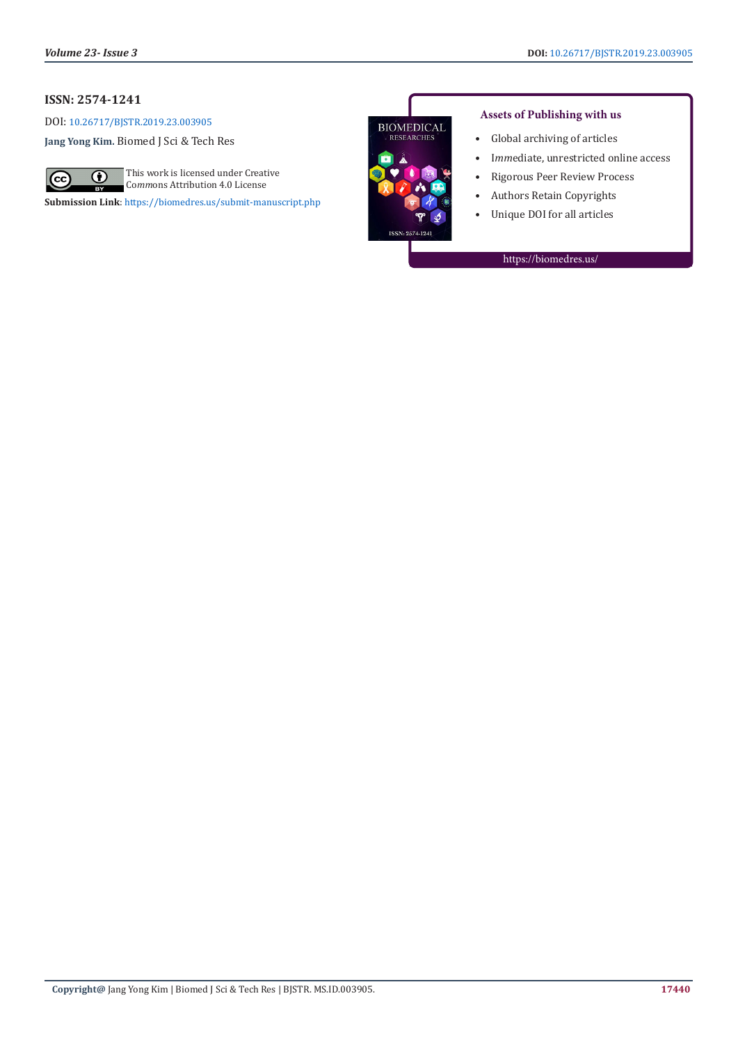**ISSN: 2574-1241**

DOI: 10.26717/BJSTR.2019.23.003905

**Jang Yong Kim**. Biomed J Sci & Tech Res

This work is licensed under Creative Commons Attribution 4.0 License

**Submission Link**: https://biomedres.us/submit-manuscript.php

### Assets of Publishing with us

- Global archiving of articles
- Immediate, unrestricted online access
- Rigorous Peer Review Process
- Authors Retain Copyrights
- Unique DOI for all articles

https://biomedres.us/